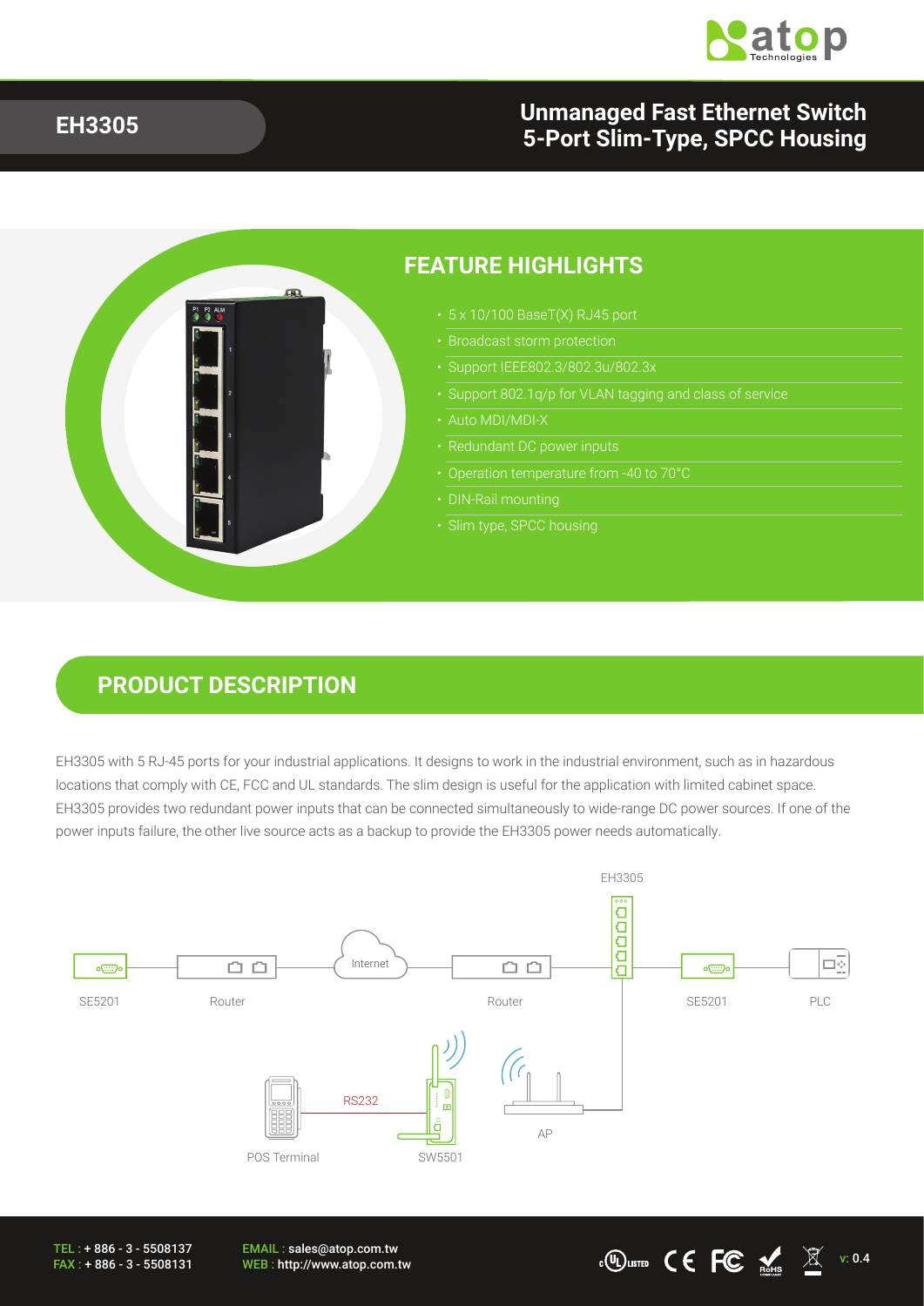# EH3305

## Unmanaged Fast Ethernet Switch
## 5-Port Slim-Type, SPCC Housing

## FEATURE HIGHLIGHTS

- 5 x 10/100 BaseT(X) RJ45 port
- Broadcast storm protection
- Support IEEE802.3/802.3u/802.3x
- Support 802.1q/p for VLAN tagging and class of service
- Auto MDI/MDI-X
- Redundant DC power inputs
- Operation temperature from -40 to 70°C
- DIN-Rail mounting
- Slim type, SPCC housing

## PRODUCT DESCRIPTION

EH3305 with 5 RJ-45 ports for your industrial applications. It designs to work in the industrial environment, such as in hazardous locations that comply with CE, FCC and UL standards. The slim design is useful for the application with limited cabinet space. EH3305 provides two redundant power inputs that can be connected simultaneously to wide-range DC power sources. If one of the power inputs failure, the other live source acts as a backup to provide the EH3305 power needs automatically.

EH3305

SE5201 Router Internet Router SE5201 PLC

RS232

POS Terminal SW5501 AP

TEL : + 886 - 3 - 5508137
FAX : + 886 - 3 - 5508131

EMAIL : sales@atop.com.tw
WEB : http://www.atop.com.tw

v: 0.4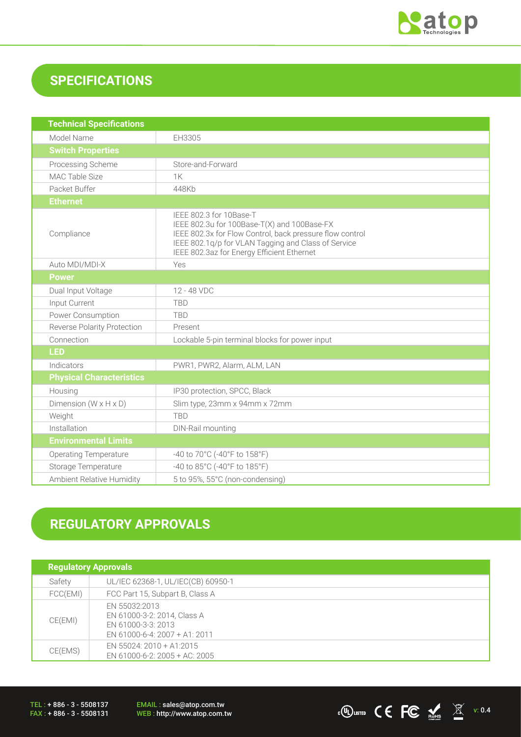## SPECIFICATIONS

| Technical Specifications | |
|---|---|
| Model Name | EH3305 |
| **Switch Properties** | |
| Processing Scheme | Store-and-Forward |
| MAC Table Size | 1K |
| Packet Buffer | 448Kb |
| **Ethernet** | |
| Compliance | IEEE 802.3 for 10Base-T<br>IEEE 802.3u for 100Base-T(X) and 100Base-FX<br>IEEE 802.3x for Flow Control, back pressure flow control<br>IEEE 802.1q/p for VLAN Tagging and Class of Service<br>IEEE 802.3az for Energy Efficient Ethernet |
| Auto MDI/MDI-X | Yes |
| **Power** | |
| Dual Input Voltage | 12 - 48 VDC |
| Input Current | TBD |
| Power Consumption | TBD |
| Reverse Polarity Protection | Present |
| Connection | Lockable 5-pin terminal blocks for power input |
| **LED** | |
| Indicators | PWR1, PWR2, Alarm, ALM, LAN |
| **Physical Characteristics** | |
| Housing | IP30 protection, SPCC, Black |
| Dimension (W x H x D) | Slim type, 23mm x 94mm x 72mm |
| Weight | TBD |
| Installation | DIN-Rail mounting |
| **Environmental Limits** | |
| Operating Temperature | -40 to 70°C (-40°F to 158°F) |
| Storage Temperature | -40 to 85°C (-40°F to 185°F) |
| Ambient Relative Humidity | 5 to 95%, 55°C (non-condensing) |

## REGULATORY APPROVALS

| Regulatory Approvals | |
|---|---|
| Safety | UL/IEC 62368-1, UL/IEC(CB) 60950-1 |
| FCC(EMI) | FCC Part 15, Subpart B, Class A |
| CE(EMI) | EN 55032:2013<br>EN 61000-3-2: 2014, Class A<br>EN 61000-3-3: 2013<br>EN 61000-6-4: 2007 + A1: 2011 |
| CE(EMS) | EN 55024: 2010 + A1:2015<br>EN 61000-6-2: 2005 + AC: 2005 |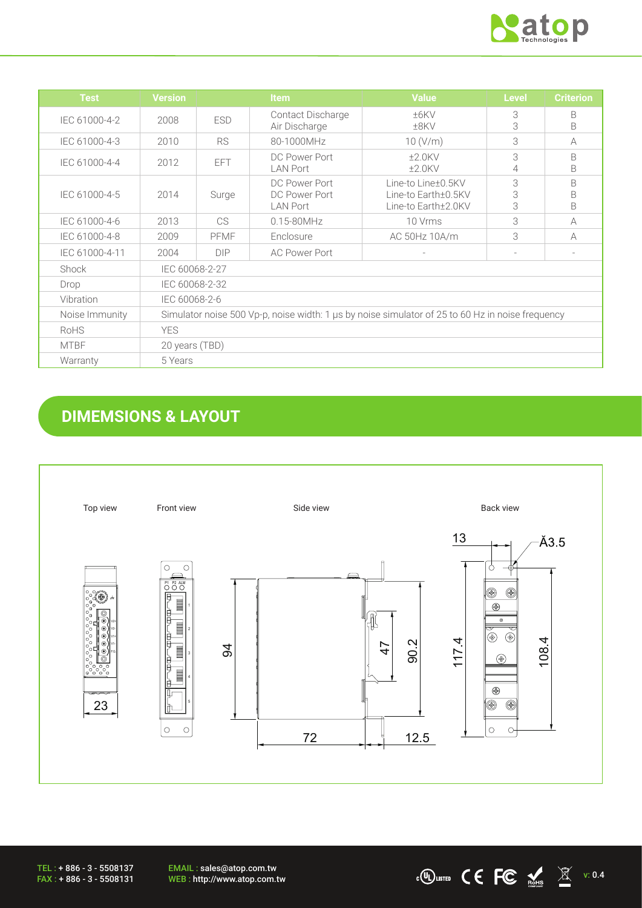| Test | Version | Item | | Value | Level | Criterion |
|---|---|---|---|---|---|---|
| IEC 61000-4-2 | 2008 | ESD | Contact Discharge<br>Air Discharge | ±6KV<br>±8KV | 3<br>3 | B<br>B |
| IEC 61000-4-3 | 2010 | RS | 80-1000MHz | 10 (V/m) | 3 | A |
| IEC 61000-4-4 | 2012 | EFT | DC Power Port<br>LAN Port | ±2.0KV<br>±2.0KV | 3<br>4 | B<br>B |
| IEC 61000-4-5 | 2014 | Surge | DC Power Port<br>DC Power Port<br>LAN Port | Line-to Line±0.5KV<br>Line-to Earth±0.5KV<br>Line-to Earth±2.0KV | 3<br>3<br>3 | B<br>B<br>B |
| IEC 61000-4-6 | 2013 | CS | 0.15-80MHz | 10 Vrms | 3 | A |
| IEC 61000-4-8 | 2009 | PFMF | Enclosure | AC 50Hz 10A/m | 3 | A |
| IEC 61000-4-11 | 2004 | DIP | AC Power Port | - | - | - |
| Shock | IEC 60068-2-27 | | | | | |
| Drop | IEC 60068-2-32 | | | | | |
| Vibration | IEC 60068-2-6 | | | | | |
| Noise Immunity | Simulator noise 500 Vp-p, noise width: 1 μs by noise simulator of 25 to 60 Hz in noise frequency | | | | | |
| RoHS | YES | | | | | |
| MTBF | 20 years (TBD) | | | | | |
| Warranty | 5 Years | | | | | |

## DIMEMSIONS & LAYOUT

Top view | Front view | Side view | Back view

23 | 94 | 72 | 47 | 90.2 | 12.5 | 13 | Ă3.5 | 117.4 | 108.4

TEL : + 886 - 3 - 5508137
FAX : + 886 - 3 - 5508131

EMAIL : sales@atop.com.tw
WEB : http://www.atop.com.tw

v: 0.4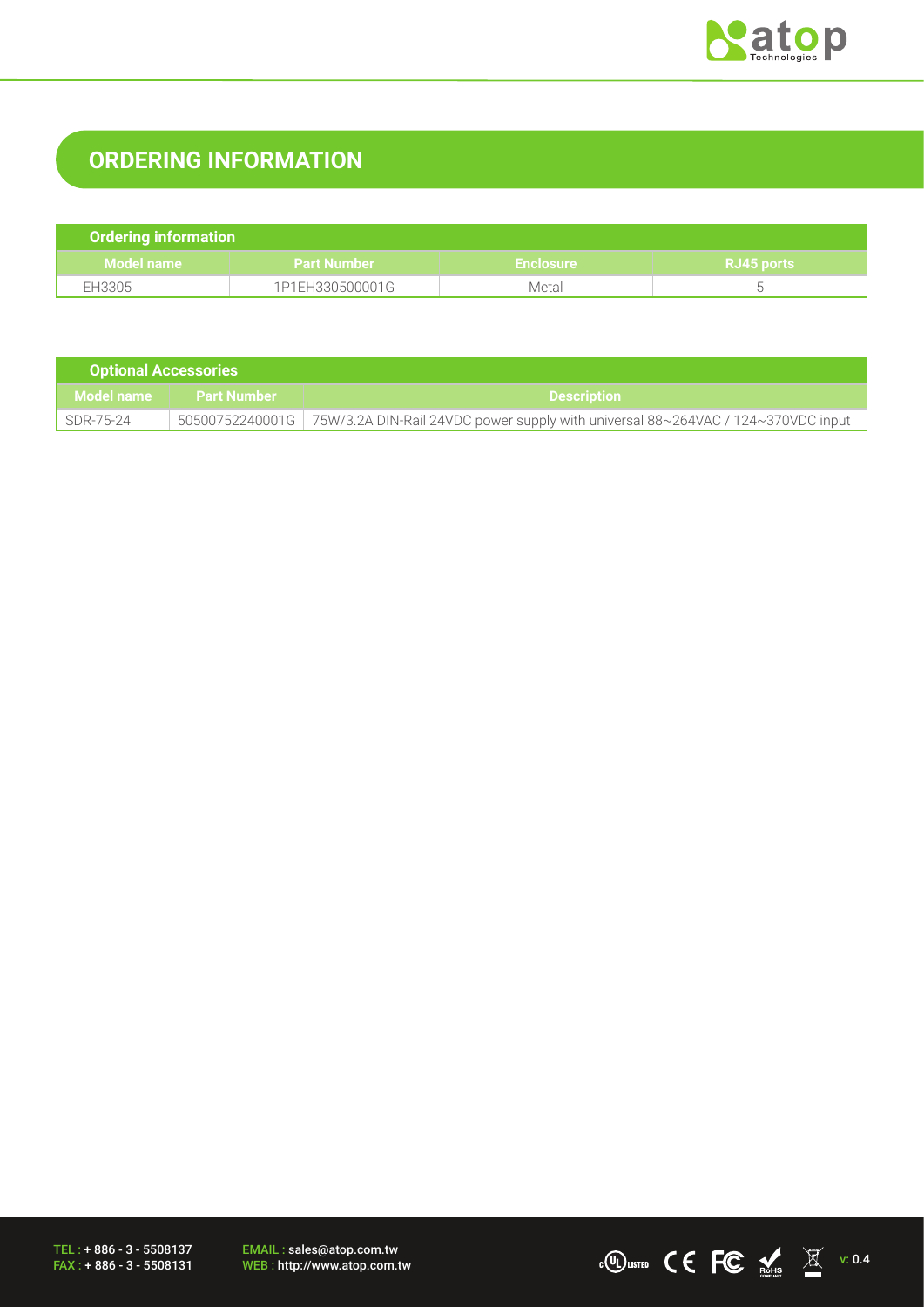# ORDERING INFORMATION

| Ordering information | | | |
|---|---|---|---|
| **Model name** | **Part Number** | **Enclosure** | **RJ45 ports** |
| EH3305 | 1P1EH330500001G | Metal | 5 |

| Optional Accessories | | |
|---|---|---|
| **Model name** | **Part Number** | **Description** |
| SDR-75-24 | 50500752240001G | 75W/3.2A DIN-Rail 24VDC power supply with universal 88~264VAC / 124~370VDC input |

TEL : + 886 - 3 - 5508137
FAX : + 886 - 3 - 5508131

EMAIL : sales@atop.com.tw
WEB : http://www.atop.com.tw

v: 0.4